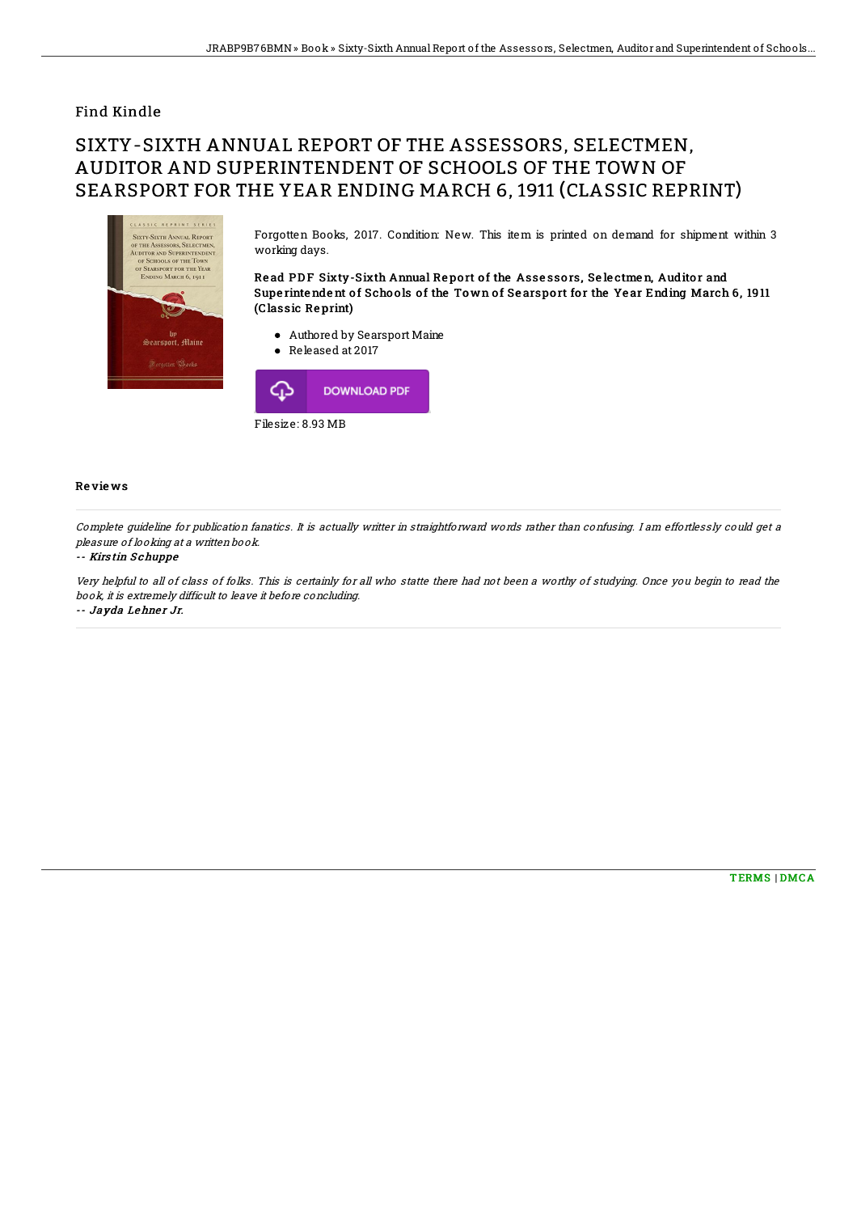Find Kindle

# SIXTY-SIXTH ANNUAL REPORT OF THE ASSESSORS, SELECTMEN, AUDITOR AND SUPERINTENDENT OF SCHOOLS OF THE TOWN OF SEARSPORT FOR THE YEAR ENDING MARCH 6, 1911 (CLASSIC REPRINT)

Forgotten Books, 2017. Condition: New. This item is printed on demand for shipment within 3 working days.

**Read PDF Sixty-Sixth Annual Report of the Assessors, Selectmen, Auditor and Superintendent of Schools of the Town of Searsport for the Year Ending March 6, 1911 (Classic Reprint)**

- Authored by Searsport Maine
- Released at 2017

DOWNLOAD PDF

Filesize: 8.93 MB

## Reviews

*Complete guideline for publication fanatics. It is actually writter in straightforward words rather than confusing. I am effortlessly could get a pleasure of looking at a written book.*

*-- Kirstin Schuppe*

*Very helpful to all of class of folks. This is certainly for all who statte there had not been a worthy of studying. Once you begin to read the book, it is extremely difficult to leave it before concluding.*

*-- Jayda Lehner Jr.*

TERMS | DMCA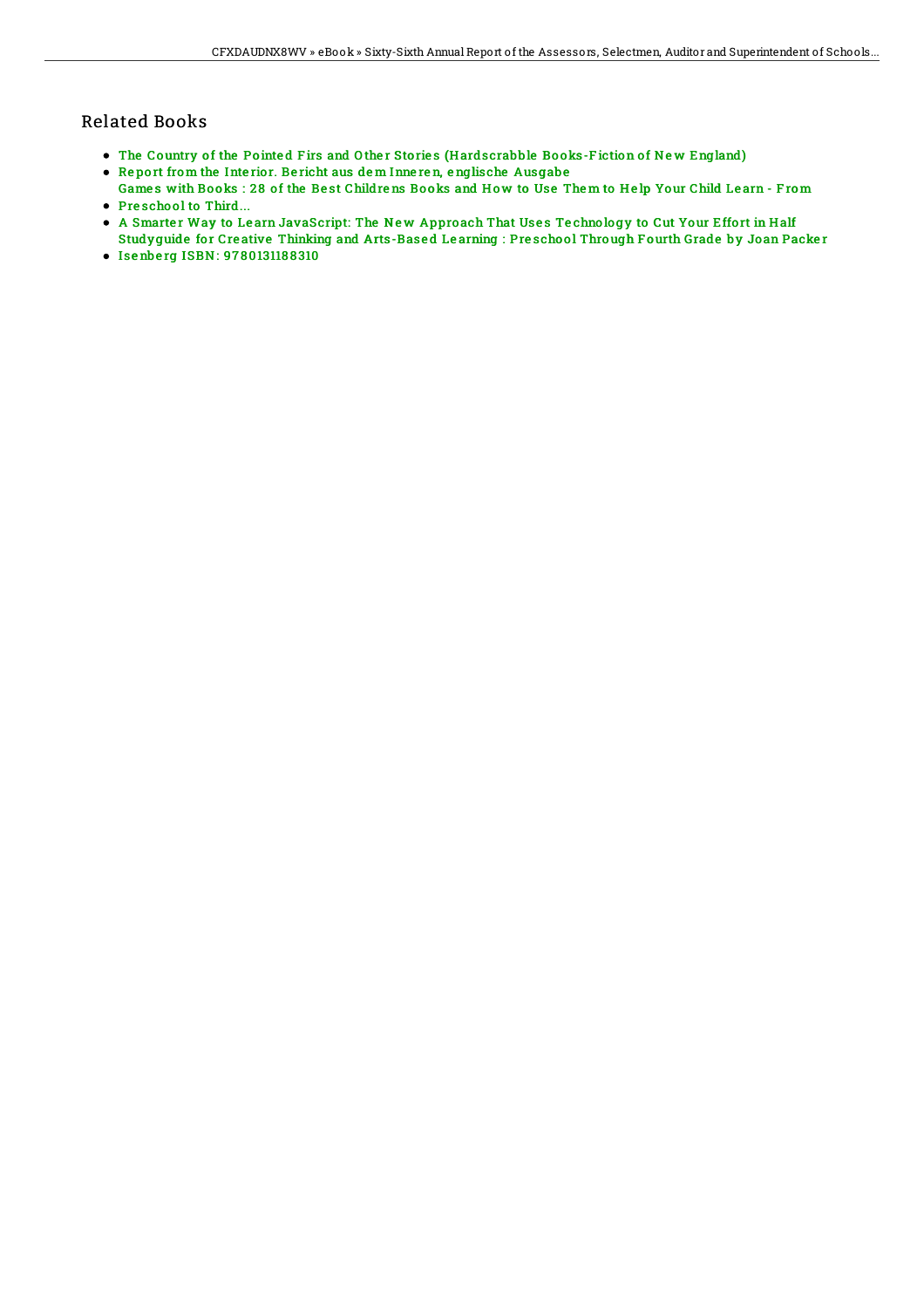## Related Books

- The Country of the Pointed Firs and Other Stories (Hardscrabble Books-Fiction of New England)
- Report from the Interior. Bericht aus dem Inneren, englische Ausgabe
- Games with Books : 28 of the Best Childrens Books and How to Use Them to Help Your Child Learn - From Preschool to Third...
- A Smarter Way to Learn JavaScript: The New Approach That Uses Technology to Cut Your Effort in Half
- Studyguide for Creative Thinking and Arts-Based Learning : Preschool Through Fourth Grade by Joan Packer Isenberg ISBN: 9780131188310